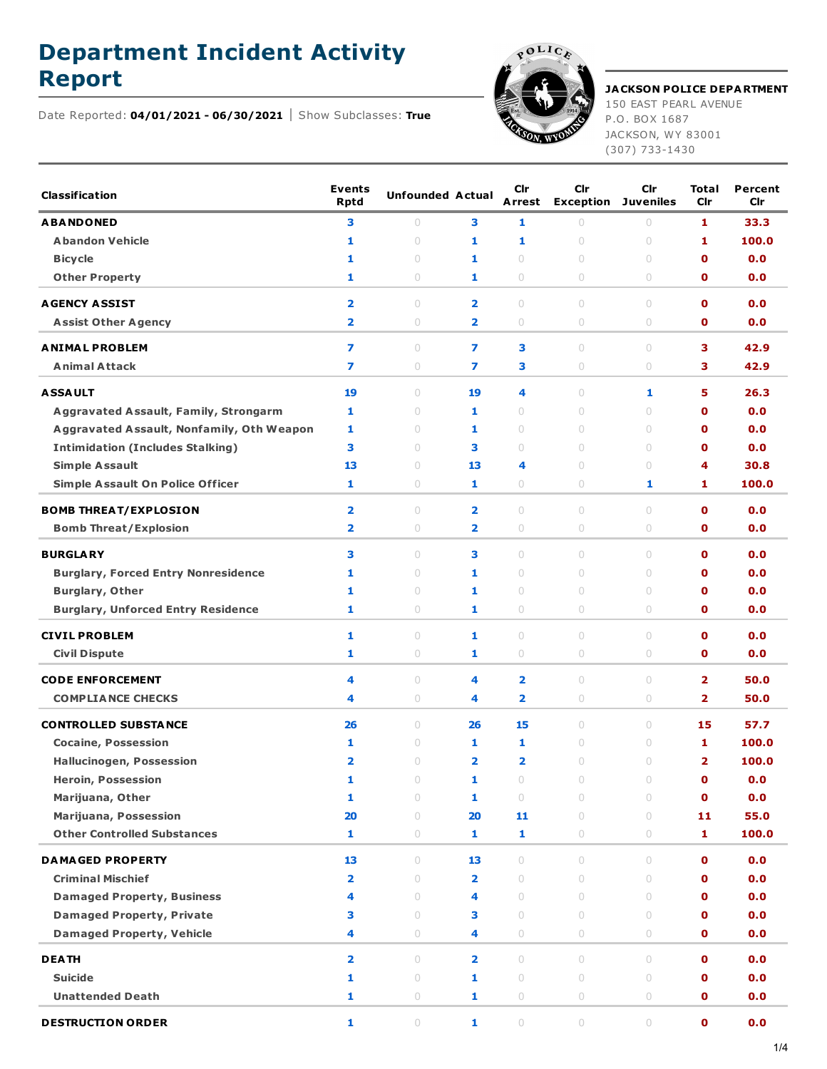# Department Incident Activity Report

Date Reported: **04/01/2021 - 06/30/2021** | Show Subclasses: **True**

**JACKSON POLICE DEPARTMENT**
150 EAST PEARL AVENUE
P.O. BOX 1687
JACKSON, WY 83001
(307) 733-1430

| Classification | Events Rptd | Unfounded | Actual | Clr Arrest | Clr Exception | Clr Juveniles | Total Clr | Percent Clr |
|---|---|---|---|---|---|---|---|---|
| **ABANDONED** | 3 | 0 | 3 | 1 | 0 | 0 | 1 | 33.3 |
| Abandon Vehicle | 1 | 0 | 1 | 1 | 0 | 0 | 1 | 100.0 |
| Bicycle | 1 | 0 | 1 | 0 | 0 | 0 | 0 | 0.0 |
| Other Property | 1 | 0 | 1 | 0 | 0 | 0 | 0 | 0.0 |
| **AGENCY ASSIST** | 2 | 0 | 2 | 0 | 0 | 0 | 0 | 0.0 |
| Assist Other Agency | 2 | 0 | 2 | 0 | 0 | 0 | 0 | 0.0 |
| **ANIMAL PROBLEM** | 7 | 0 | 7 | 3 | 0 | 0 | 3 | 42.9 |
| Animal Attack | 7 | 0 | 7 | 3 | 0 | 0 | 3 | 42.9 |
| **ASSAULT** | 19 | 0 | 19 | 4 | 0 | 1 | 5 | 26.3 |
| Aggravated Assault, Family, Strongarm | 1 | 0 | 1 | 0 | 0 | 0 | 0 | 0.0 |
| Aggravated Assault, Nonfamily, Oth Weapon | 1 | 0 | 1 | 0 | 0 | 0 | 0 | 0.0 |
| Intimidation (Includes Stalking) | 3 | 0 | 3 | 0 | 0 | 0 | 0 | 0.0 |
| Simple Assault | 13 | 0 | 13 | 4 | 0 | 0 | 4 | 30.8 |
| Simple Assault On Police Officer | 1 | 0 | 1 | 0 | 0 | 1 | 1 | 100.0 |
| **BOMB THREAT/EXPLOSION** | 2 | 0 | 2 | 0 | 0 | 0 | 0 | 0.0 |
| Bomb Threat/Explosion | 2 | 0 | 2 | 0 | 0 | 0 | 0 | 0.0 |
| **BURGLARY** | 3 | 0 | 3 | 0 | 0 | 0 | 0 | 0.0 |
| Burglary, Forced Entry Nonresidence | 1 | 0 | 1 | 0 | 0 | 0 | 0 | 0.0 |
| Burglary, Other | 1 | 0 | 1 | 0 | 0 | 0 | 0 | 0.0 |
| Burglary, Unforced Entry Residence | 1 | 0 | 1 | 0 | 0 | 0 | 0 | 0.0 |
| **CIVIL PROBLEM** | 1 | 0 | 1 | 0 | 0 | 0 | 0 | 0.0 |
| Civil Dispute | 1 | 0 | 1 | 0 | 0 | 0 | 0 | 0.0 |
| **CODE ENFORCEMENT** | 4 | 0 | 4 | 2 | 0 | 0 | 2 | 50.0 |
| COMPLIANCE CHECKS | 4 | 0 | 4 | 2 | 0 | 0 | 2 | 50.0 |
| **CONTROLLED SUBSTANCE** | 26 | 0 | 26 | 15 | 0 | 0 | 15 | 57.7 |
| Cocaine, Possession | 1 | 0 | 1 | 1 | 0 | 0 | 1 | 100.0 |
| Hallucinogen, Possession | 2 | 0 | 2 | 2 | 0 | 0 | 2 | 100.0 |
| Heroin, Possession | 1 | 0 | 1 | 0 | 0 | 0 | 0 | 0.0 |
| Marijuana, Other | 1 | 0 | 1 | 0 | 0 | 0 | 0 | 0.0 |
| Marijuana, Possession | 20 | 0 | 20 | 11 | 0 | 0 | 11 | 55.0 |
| Other Controlled Substances | 1 | 0 | 1 | 1 | 0 | 0 | 1 | 100.0 |
| **DAMAGED PROPERTY** | 13 | 0 | 13 | 0 | 0 | 0 | 0 | 0.0 |
| Criminal Mischief | 2 | 0 | 2 | 0 | 0 | 0 | 0 | 0.0 |
| Damaged Property, Business | 4 | 0 | 4 | 0 | 0 | 0 | 0 | 0.0 |
| Damaged Property, Private | 3 | 0 | 3 | 0 | 0 | 0 | 0 | 0.0 |
| Damaged Property, Vehicle | 4 | 0 | 4 | 0 | 0 | 0 | 0 | 0.0 |
| **DEATH** | 2 | 0 | 2 | 0 | 0 | 0 | 0 | 0.0 |
| Suicide | 1 | 0 | 1 | 0 | 0 | 0 | 0 | 0.0 |
| Unattended Death | 1 | 0 | 1 | 0 | 0 | 0 | 0 | 0.0 |
| **DESTRUCTION ORDER** | 1 | 0 | 1 | 0 | 0 | 0 | 0 | 0.0 |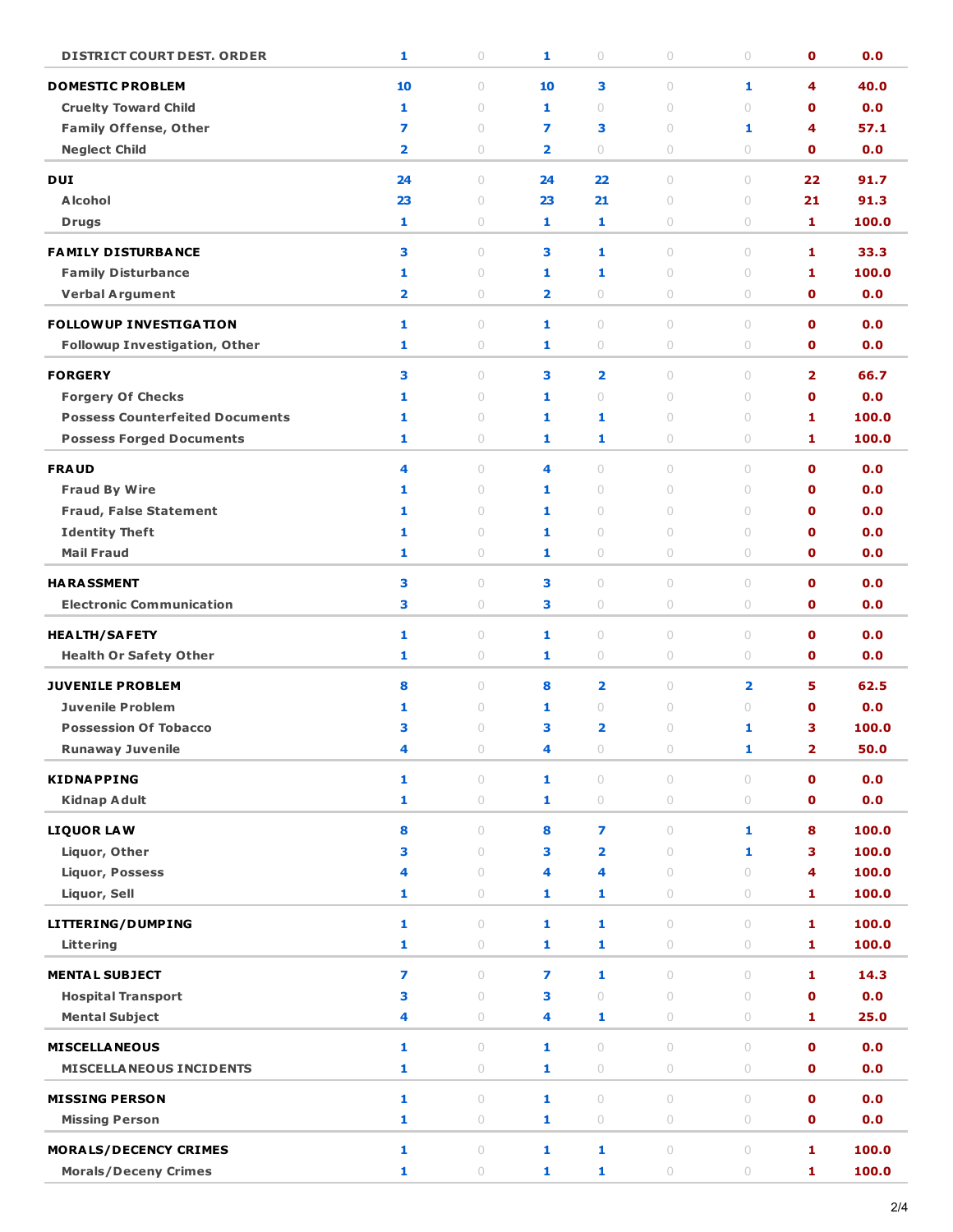| | | | | | | | | |
|---|---|---|---|---|---|---|---|---|
| DISTRICT COURT DEST. ORDER | 1 | 0 | 1 | 0 | 0 | 0 | 0 | 0.0 |
| **DOMESTIC PROBLEM** | 10 | 0 | 10 | 3 | 0 | 1 | 4 | 40.0 |
| Cruelty Toward Child | 1 | 0 | 1 | 0 | 0 | 0 | 0 | 0.0 |
| Family Offense, Other | 7 | 0 | 7 | 3 | 0 | 1 | 4 | 57.1 |
| Neglect Child | 2 | 0 | 2 | 0 | 0 | 0 | 0 | 0.0 |
| **DUI** | 24 | 0 | 24 | 22 | 0 | 0 | 22 | 91.7 |
| Alcohol | 23 | 0 | 23 | 21 | 0 | 0 | 21 | 91.3 |
| Drugs | 1 | 0 | 1 | 1 | 0 | 0 | 1 | 100.0 |
| **FAMILY DISTURBANCE** | 3 | 0 | 3 | 1 | 0 | 0 | 1 | 33.3 |
| Family Disturbance | 1 | 0 | 1 | 1 | 0 | 0 | 1 | 100.0 |
| Verbal Argument | 2 | 0 | 2 | 0 | 0 | 0 | 0 | 0.0 |
| **FOLLOWUP INVESTIGATION** | 1 | 0 | 1 | 0 | 0 | 0 | 0 | 0.0 |
| Followup Investigation, Other | 1 | 0 | 1 | 0 | 0 | 0 | 0 | 0.0 |
| **FORGERY** | 3 | 0 | 3 | 2 | 0 | 0 | 2 | 66.7 |
| Forgery Of Checks | 1 | 0 | 1 | 0 | 0 | 0 | 0 | 0.0 |
| Possess Counterfeited Documents | 1 | 0 | 1 | 1 | 0 | 0 | 1 | 100.0 |
| Possess Forged Documents | 1 | 0 | 1 | 1 | 0 | 0 | 1 | 100.0 |
| **FRAUD** | 4 | 0 | 4 | 0 | 0 | 0 | 0 | 0.0 |
| Fraud By Wire | 1 | 0 | 1 | 0 | 0 | 0 | 0 | 0.0 |
| Fraud, False Statement | 1 | 0 | 1 | 0 | 0 | 0 | 0 | 0.0 |
| Identity Theft | 1 | 0 | 1 | 0 | 0 | 0 | 0 | 0.0 |
| Mail Fraud | 1 | 0 | 1 | 0 | 0 | 0 | 0 | 0.0 |
| **HARASSMENT** | 3 | 0 | 3 | 0 | 0 | 0 | 0 | 0.0 |
| Electronic Communication | 3 | 0 | 3 | 0 | 0 | 0 | 0 | 0.0 |
| **HEALTH/SAFETY** | 1 | 0 | 1 | 0 | 0 | 0 | 0 | 0.0 |
| Health Or Safety Other | 1 | 0 | 1 | 0 | 0 | 0 | 0 | 0.0 |
| **JUVENILE PROBLEM** | 8 | 0 | 8 | 2 | 0 | 2 | 5 | 62.5 |
| Juvenile Problem | 1 | 0 | 1 | 0 | 0 | 0 | 0 | 0.0 |
| Possession Of Tobacco | 3 | 0 | 3 | 2 | 0 | 1 | 3 | 100.0 |
| Runaway Juvenile | 4 | 0 | 4 | 0 | 0 | 1 | 2 | 50.0 |
| **KIDNAPPING** | 1 | 0 | 1 | 0 | 0 | 0 | 0 | 0.0 |
| Kidnap Adult | 1 | 0 | 1 | 0 | 0 | 0 | 0 | 0.0 |
| **LIQUOR LAW** | 8 | 0 | 8 | 7 | 0 | 1 | 8 | 100.0 |
| Liquor, Other | 3 | 0 | 3 | 2 | 0 | 1 | 3 | 100.0 |
| Liquor, Possess | 4 | 0 | 4 | 4 | 0 | 0 | 4 | 100.0 |
| Liquor, Sell | 1 | 0 | 1 | 1 | 0 | 0 | 1 | 100.0 |
| **LITTERING/DUMPING** | 1 | 0 | 1 | 1 | 0 | 0 | 1 | 100.0 |
| Littering | 1 | 0 | 1 | 1 | 0 | 0 | 1 | 100.0 |
| **MENTAL SUBJECT** | 7 | 0 | 7 | 1 | 0 | 0 | 1 | 14.3 |
| Hospital Transport | 3 | 0 | 3 | 0 | 0 | 0 | 0 | 0.0 |
| Mental Subject | 4 | 0 | 4 | 1 | 0 | 0 | 1 | 25.0 |
| **MISCELLANEOUS** | 1 | 0 | 1 | 0 | 0 | 0 | 0 | 0.0 |
| MISCELLANEOUS INCIDENTS | 1 | 0 | 1 | 0 | 0 | 0 | 0 | 0.0 |
| **MISSING PERSON** | 1 | 0 | 1 | 0 | 0 | 0 | 0 | 0.0 |
| Missing Person | 1 | 0 | 1 | 0 | 0 | 0 | 0 | 0.0 |
| **MORALS/DECENCY CRIMES** | 1 | 0 | 1 | 1 | 0 | 0 | 1 | 100.0 |
| Morals/Deceny Crimes | 1 | 0 | 1 | 1 | 0 | 0 | 1 | 100.0 |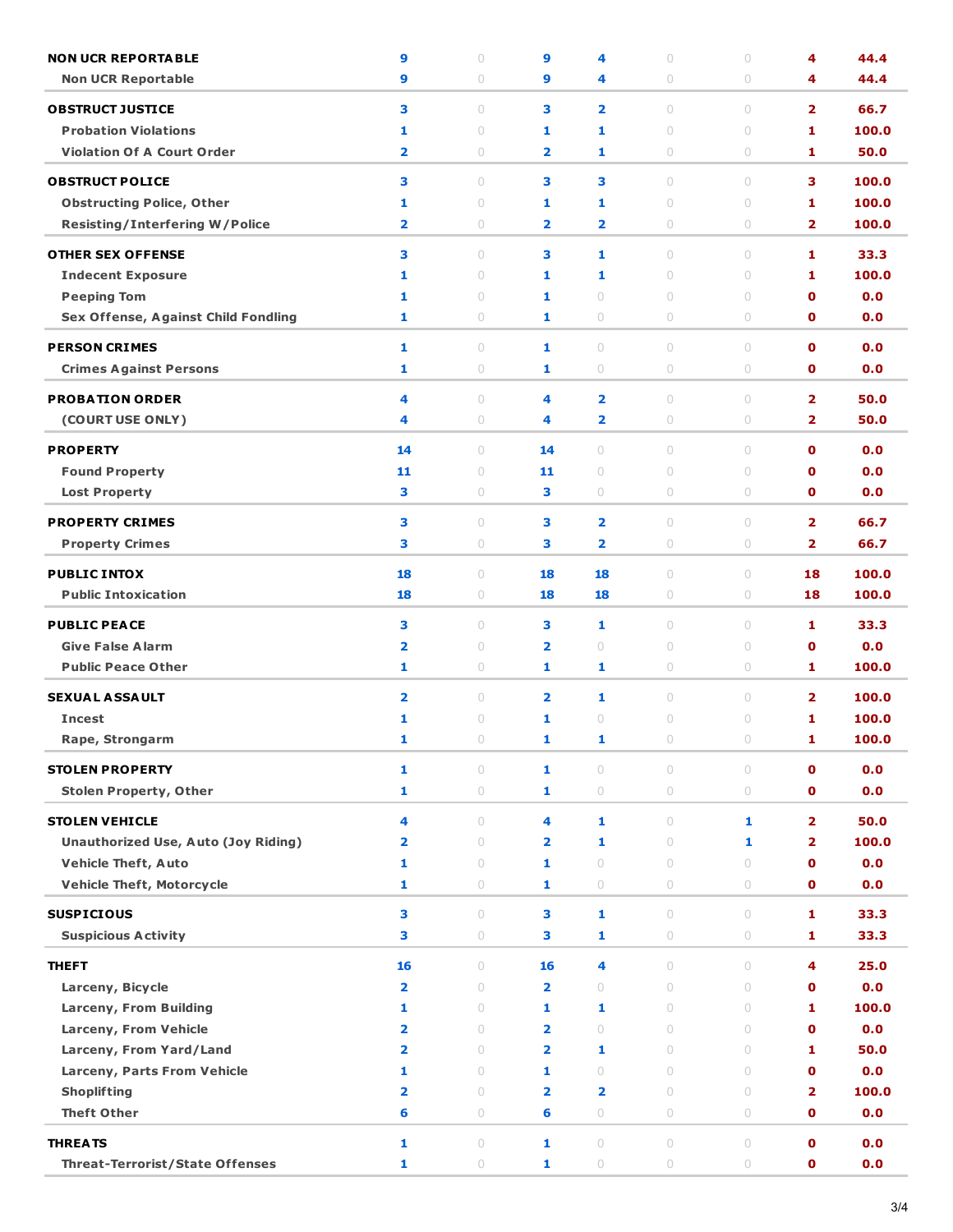| | | | | | | | | |
|---|---|---|---|---|---|---|---|---|
| **NON UCR REPORTABLE** | 9 | 0 | 9 | 4 | 0 | 0 | 4 | 44.4 |
| Non UCR Reportable | 9 | 0 | 9 | 4 | 0 | 0 | 4 | 44.4 |
| **OBSTRUCT JUSTICE** | 3 | 0 | 3 | 2 | 0 | 0 | 2 | 66.7 |
| Probation Violations | 1 | 0 | 1 | 1 | 0 | 0 | 1 | 100.0 |
| Violation Of A Court Order | 2 | 0 | 2 | 1 | 0 | 0 | 1 | 50.0 |
| **OBSTRUCT POLICE** | 3 | 0 | 3 | 3 | 0 | 0 | 3 | 100.0 |
| Obstructing Police, Other | 1 | 0 | 1 | 1 | 0 | 0 | 1 | 100.0 |
| Resisting/Interfering W/Police | 2 | 0 | 2 | 2 | 0 | 0 | 2 | 100.0 |
| **OTHER SEX OFFENSE** | 3 | 0 | 3 | 1 | 0 | 0 | 1 | 33.3 |
| Indecent Exposure | 1 | 0 | 1 | 1 | 0 | 0 | 1 | 100.0 |
| Peeping Tom | 1 | 0 | 1 | 0 | 0 | 0 | 0 | 0.0 |
| Sex Offense, Against Child Fondling | 1 | 0 | 1 | 0 | 0 | 0 | 0 | 0.0 |
| **PERSON CRIMES** | 1 | 0 | 1 | 0 | 0 | 0 | 0 | 0.0 |
| Crimes Against Persons | 1 | 0 | 1 | 0 | 0 | 0 | 0 | 0.0 |
| **PROBATION ORDER** | 4 | 0 | 4 | 2 | 0 | 0 | 2 | 50.0 |
| (COURT USE ONLY) | 4 | 0 | 4 | 2 | 0 | 0 | 2 | 50.0 |
| **PROPERTY** | 14 | 0 | 14 | 0 | 0 | 0 | 0 | 0.0 |
| Found Property | 11 | 0 | 11 | 0 | 0 | 0 | 0 | 0.0 |
| Lost Property | 3 | 0 | 3 | 0 | 0 | 0 | 0 | 0.0 |
| **PROPERTY CRIMES** | 3 | 0 | 3 | 2 | 0 | 0 | 2 | 66.7 |
| Property Crimes | 3 | 0 | 3 | 2 | 0 | 0 | 2 | 66.7 |
| **PUBLIC INTOX** | 18 | 0 | 18 | 18 | 0 | 0 | 18 | 100.0 |
| Public Intoxication | 18 | 0 | 18 | 18 | 0 | 0 | 18 | 100.0 |
| **PUBLIC PEACE** | 3 | 0 | 3 | 1 | 0 | 0 | 1 | 33.3 |
| Give False Alarm | 2 | 0 | 2 | 0 | 0 | 0 | 0 | 0.0 |
| Public Peace Other | 1 | 0 | 1 | 1 | 0 | 0 | 1 | 100.0 |
| **SEXUAL ASSAULT** | 2 | 0 | 2 | 1 | 0 | 0 | 2 | 100.0 |
| Incest | 1 | 0 | 1 | 0 | 0 | 0 | 1 | 100.0 |
| Rape, Strongarm | 1 | 0 | 1 | 1 | 0 | 0 | 1 | 100.0 |
| **STOLEN PROPERTY** | 1 | 0 | 1 | 0 | 0 | 0 | 0 | 0.0 |
| Stolen Property, Other | 1 | 0 | 1 | 0 | 0 | 0 | 0 | 0.0 |
| **STOLEN VEHICLE** | 4 | 0 | 4 | 1 | 0 | 1 | 2 | 50.0 |
| Unauthorized Use, Auto (Joy Riding) | 2 | 0 | 2 | 1 | 0 | 1 | 2 | 100.0 |
| Vehicle Theft, Auto | 1 | 0 | 1 | 0 | 0 | 0 | 0 | 0.0 |
| Vehicle Theft, Motorcycle | 1 | 0 | 1 | 0 | 0 | 0 | 0 | 0.0 |
| **SUSPICIOUS** | 3 | 0 | 3 | 1 | 0 | 0 | 1 | 33.3 |
| Suspicious Activity | 3 | 0 | 3 | 1 | 0 | 0 | 1 | 33.3 |
| **THEFT** | 16 | 0 | 16 | 4 | 0 | 0 | 4 | 25.0 |
| Larceny, Bicycle | 2 | 0 | 2 | 0 | 0 | 0 | 0 | 0.0 |
| Larceny, From Building | 1 | 0 | 1 | 1 | 0 | 0 | 1 | 100.0 |
| Larceny, From Vehicle | 2 | 0 | 2 | 0 | 0 | 0 | 0 | 0.0 |
| Larceny, From Yard/Land | 2 | 0 | 2 | 1 | 0 | 0 | 1 | 50.0 |
| Larceny, Parts From Vehicle | 1 | 0 | 1 | 0 | 0 | 0 | 0 | 0.0 |
| Shoplifting | 2 | 0 | 2 | 2 | 0 | 0 | 2 | 100.0 |
| Theft Other | 6 | 0 | 6 | 0 | 0 | 0 | 0 | 0.0 |
| **THREATS** | 1 | 0 | 1 | 0 | 0 | 0 | 0 | 0.0 |
| Threat-Terrorist/State Offenses | 1 | 0 | 1 | 0 | 0 | 0 | 0 | 0.0 |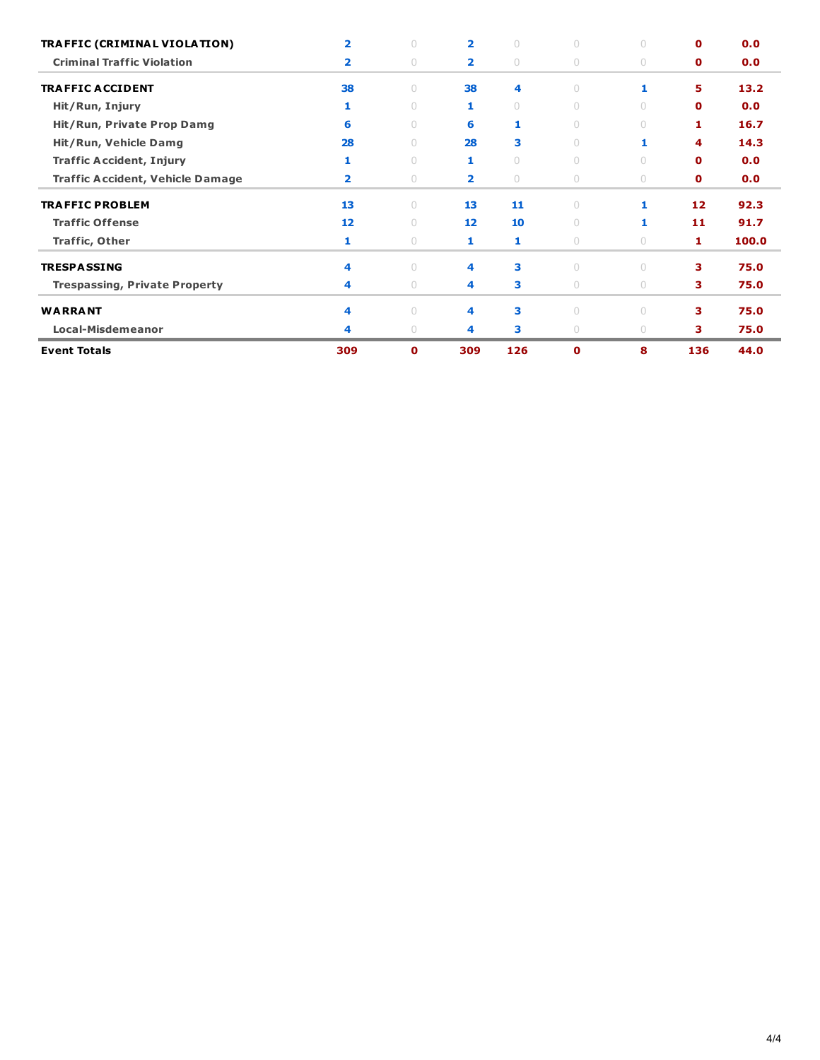| | | | | | | | | |
|---|---|---|---|---|---|---|---|---|
| **TRAFFIC (CRIMINAL VIOLATION)** | 2 | 0 | 2 | 0 | 0 | 0 | 0 | 0.0 |
| Criminal Traffic Violation | 2 | 0 | 2 | 0 | 0 | 0 | 0 | 0.0 |
| **TRAFFIC ACCIDENT** | 38 | 0 | 38 | 4 | 0 | 1 | 5 | 13.2 |
| Hit/Run, Injury | 1 | 0 | 1 | 0 | 0 | 0 | 0 | 0.0 |
| Hit/Run, Private Prop Damg | 6 | 0 | 6 | 1 | 0 | 0 | 1 | 16.7 |
| Hit/Run, Vehicle Damg | 28 | 0 | 28 | 3 | 0 | 1 | 4 | 14.3 |
| Traffic Accident, Injury | 1 | 0 | 1 | 0 | 0 | 0 | 0 | 0.0 |
| Traffic Accident, Vehicle Damage | 2 | 0 | 2 | 0 | 0 | 0 | 0 | 0.0 |
| **TRAFFIC PROBLEM** | 13 | 0 | 13 | 11 | 0 | 1 | 12 | 92.3 |
| Traffic Offense | 12 | 0 | 12 | 10 | 0 | 1 | 11 | 91.7 |
| Traffic, Other | 1 | 0 | 1 | 1 | 0 | 0 | 1 | 100.0 |
| **TRESPASSING** | 4 | 0 | 4 | 3 | 0 | 0 | 3 | 75.0 |
| Trespassing, Private Property | 4 | 0 | 4 | 3 | 0 | 0 | 3 | 75.0 |
| **WARRANT** | 4 | 0 | 4 | 3 | 0 | 0 | 3 | 75.0 |
| Local-Misdemeanor | 4 | 0 | 4 | 3 | 0 | 0 | 3 | 75.0 |
| **Event Totals** | 309 | 0 | 309 | 126 | 0 | 8 | 136 | 44.0 |